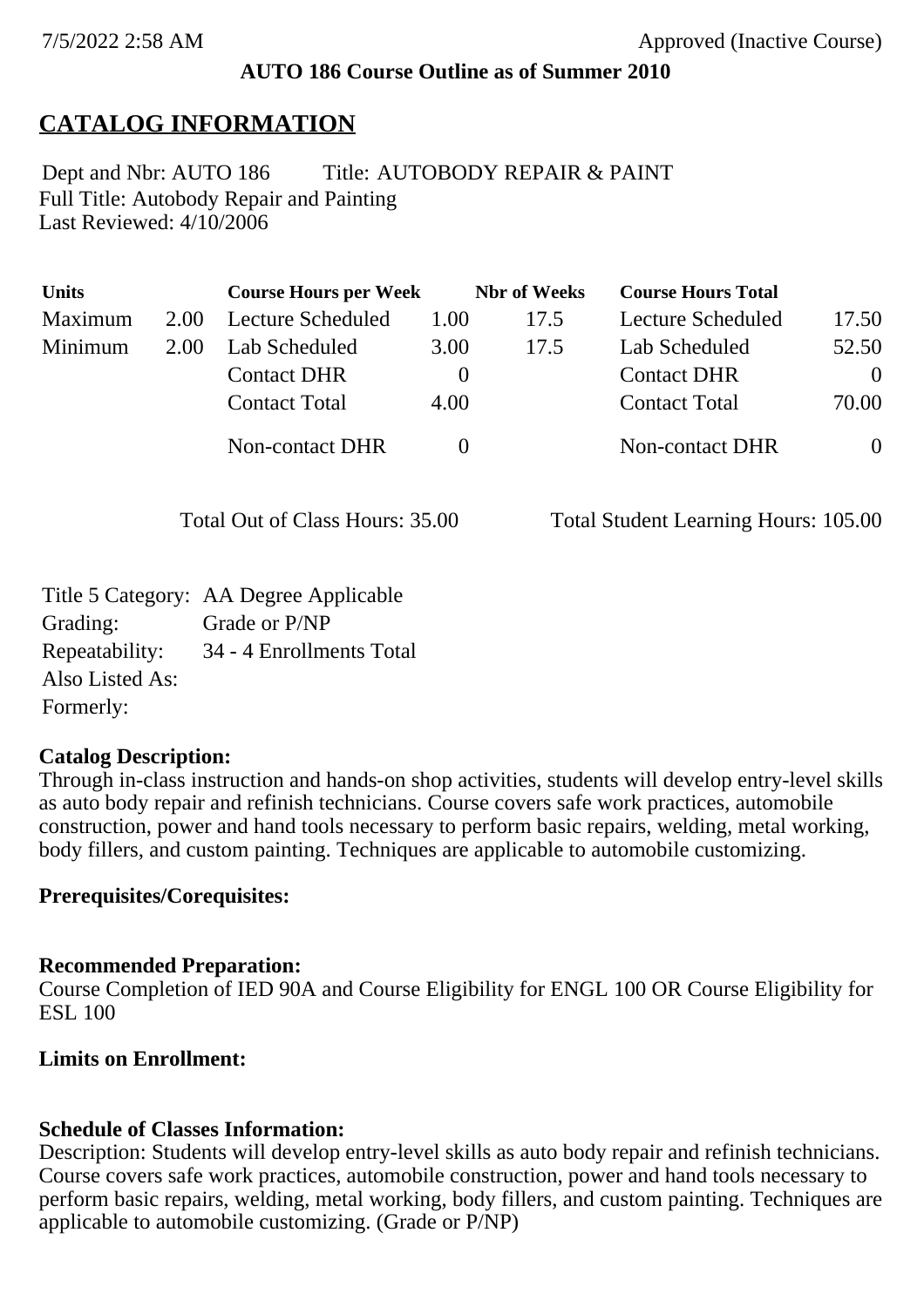7/5/2022 2:58 AM Approved (Inactive Course)

**AUTO 186 Course Outline as of Summer 2010**

# CATALOG INFORMATION

Dept and Nbr: AUTO 186 Title: AUTOBODY REPAIR & PAINT
Full Title: Autobody Repair and Painting
Last Reviewed: 4/10/2006

| Units | | Course Hours per Week | | Nbr of Weeks | Course Hours Total | |
|---|---|---|---|---|---|---|
| Maximum | 2.00 | Lecture Scheduled | 1.00 | 17.5 | Lecture Scheduled | 17.50 |
| Minimum | 2.00 | Lab Scheduled | 3.00 | 17.5 | Lab Scheduled | 52.50 |
| | | Contact DHR | 0 | | Contact DHR | 0 |
| | | Contact Total | 4.00 | | Contact Total | 70.00 |
| | | Non-contact DHR | 0 | | Non-contact DHR | 0 |

Total Out of Class Hours: 35.00 Total Student Learning Hours: 105.00

Title 5 Category: AA Degree Applicable
Grading: Grade or P/NP
Repeatability: 34 - 4 Enrollments Total
Also Listed As:
Formerly:

**Catalog Description:**
Through in-class instruction and hands-on shop activities, students will develop entry-level skills as auto body repair and refinish technicians. Course covers safe work practices, automobile construction, power and hand tools necessary to perform basic repairs, welding, metal working, body fillers, and custom painting. Techniques are applicable to automobile customizing.

**Prerequisites/Corequisites:**

**Recommended Preparation:**
Course Completion of IED 90A and Course Eligibility for ENGL 100 OR Course Eligibility for ESL 100

**Limits on Enrollment:**

**Schedule of Classes Information:**
Description: Students will develop entry-level skills as auto body repair and refinish technicians. Course covers safe work practices, automobile construction, power and hand tools necessary to perform basic repairs, welding, metal working, body fillers, and custom painting. Techniques are applicable to automobile customizing. (Grade or P/NP)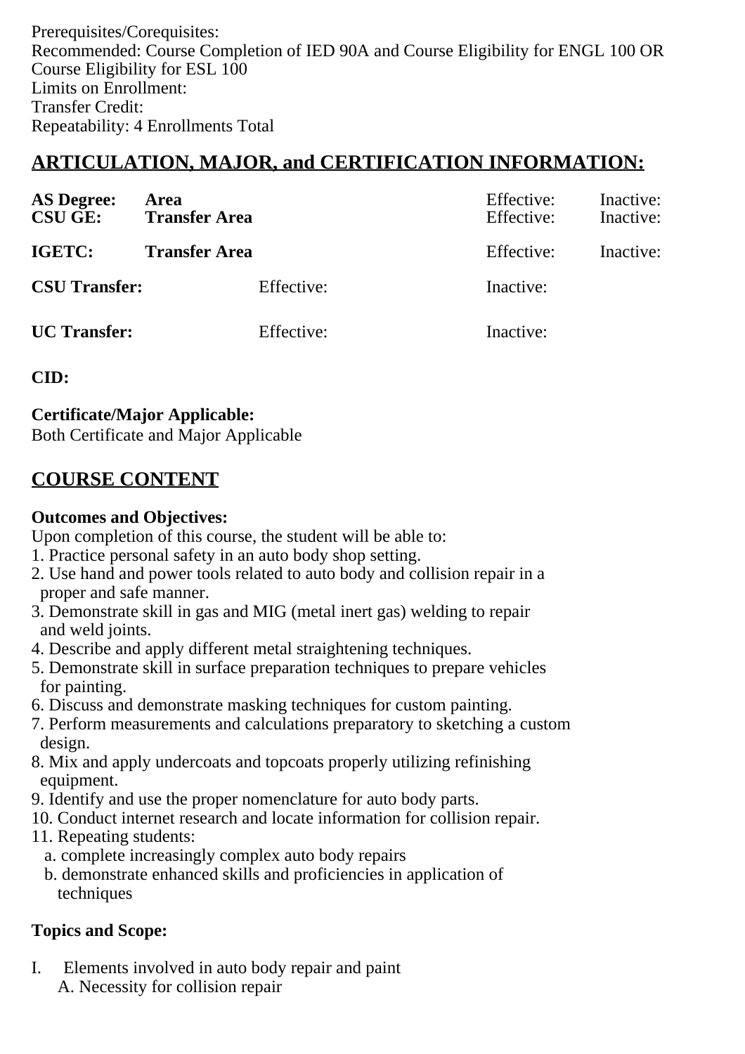Prerequisites/Corequisites:
Recommended: Course Completion of IED 90A and Course Eligibility for ENGL 100 OR Course Eligibility for ESL 100
Limits on Enrollment:
Transfer Credit:
Repeatability: 4 Enrollments Total

## ARTICULATION, MAJOR, and CERTIFICATION INFORMATION:

| | | | |
|---|---|---|---|
| **AS Degree:** | **Area** | Effective: | Inactive: |
| **CSU GE:** | **Transfer Area** | Effective: | Inactive: |
| **IGETC:** | **Transfer Area** | Effective: | Inactive: |
| **CSU Transfer:** | Effective: | Inactive: | |
| **UC Transfer:** | Effective: | Inactive: | |

**CID:**

**Certificate/Major Applicable:**
Both Certificate and Major Applicable

## COURSE CONTENT

**Outcomes and Objectives:**
Upon completion of this course, the student will be able to:
1. Practice personal safety in an auto body shop setting.
2. Use hand and power tools related to auto body and collision repair in a proper and safe manner.
3. Demonstrate skill in gas and MIG (metal inert gas) welding to repair and weld joints.
4. Describe and apply different metal straightening techniques.
5. Demonstrate skill in surface preparation techniques to prepare vehicles for painting.
6. Discuss and demonstrate masking techniques for custom painting.
7. Perform measurements and calculations preparatory to sketching a custom design.
8. Mix and apply undercoats and topcoats properly utilizing refinishing equipment.
9. Identify and use the proper nomenclature for auto body parts.
10. Conduct internet research and locate information for collision repair.
11. Repeating students:
   a. complete increasingly complex auto body repairs
   b. demonstrate enhanced skills and proficiencies in application of techniques

**Topics and Scope:**

I. Elements involved in auto body repair and paint
   A. Necessity for collision repair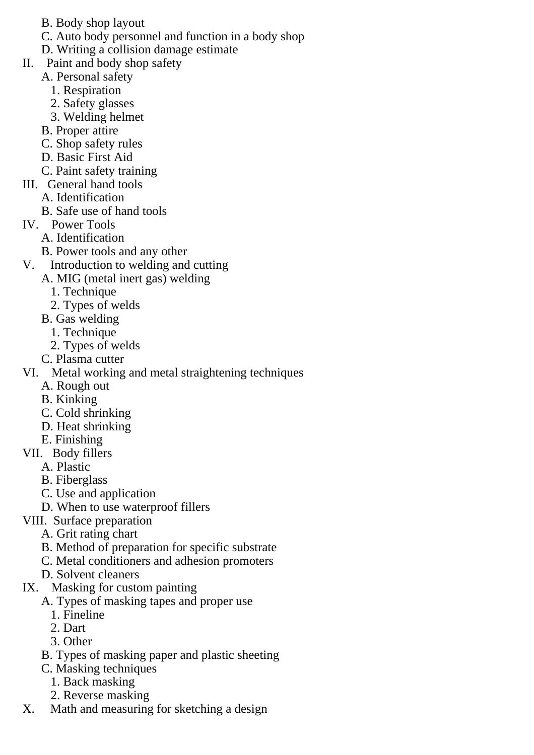B. Body shop layout
   C. Auto body personnel and function in a body shop
   D. Writing a collision damage estimate

II. Paint and body shop safety
   A. Personal safety
      1. Respiration
      2. Safety glasses
      3. Welding helmet
   B. Proper attire
   C. Shop safety rules
   D. Basic First Aid
   C. Paint safety training

III. General hand tools
   A. Identification
   B. Safe use of hand tools

IV. Power Tools
   A. Identification
   B. Power tools and any other

V. Introduction to welding and cutting
   A. MIG (metal inert gas) welding
      1. Technique
      2. Types of welds
   B. Gas welding
      1. Technique
      2. Types of welds
   C. Plasma cutter

VI. Metal working and metal straightening techniques
   A. Rough out
   B. Kinking
   C. Cold shrinking
   D. Heat shrinking
   E. Finishing

VII. Body fillers
   A. Plastic
   B. Fiberglass
   C. Use and application
   D. When to use waterproof fillers

VIII. Surface preparation
   A. Grit rating chart
   B. Method of preparation for specific substrate
   C. Metal conditioners and adhesion promoters
   D. Solvent cleaners

IX. Masking for custom painting
   A. Types of masking tapes and proper use
      1. Fineline
      2. Dart
      3. Other
   B. Types of masking paper and plastic sheeting
   C. Masking techniques
      1. Back masking
      2. Reverse masking

X. Math and measuring for sketching a design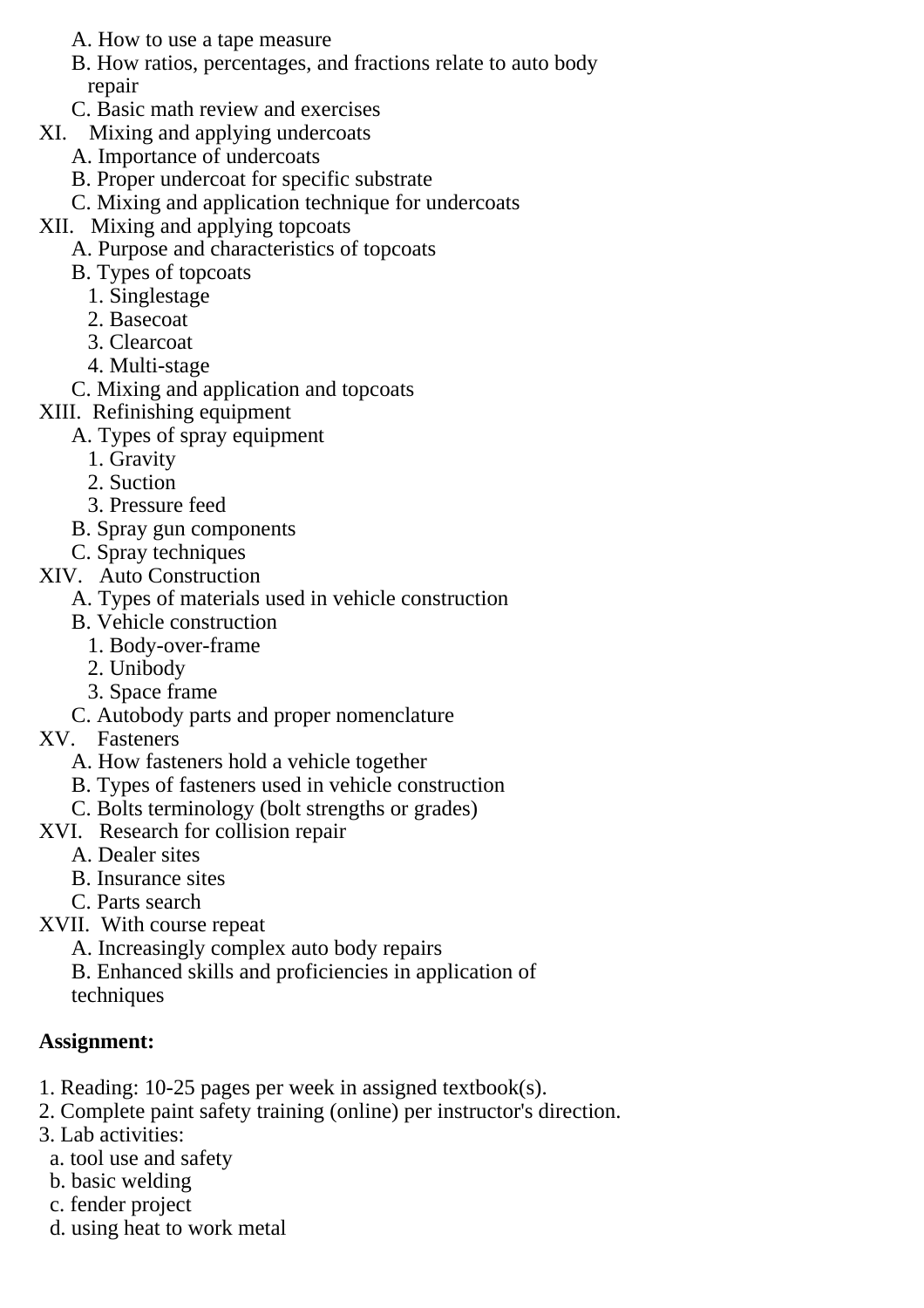A. How to use a tape measure
   B. How ratios, percentages, and fractions relate to auto body repair
   C. Basic math review and exercises

XI. Mixing and applying undercoats
   A. Importance of undercoats
   B. Proper undercoat for specific substrate
   C. Mixing and application technique for undercoats

XII. Mixing and applying topcoats
   A. Purpose and characteristics of topcoats
   B. Types of topcoats
      1. Singlestage
      2. Basecoat
      3. Clearcoat
      4. Multi-stage
   C. Mixing and application and topcoats

XIII. Refinishing equipment
   A. Types of spray equipment
      1. Gravity
      2. Suction
      3. Pressure feed
   B. Spray gun components
   C. Spray techniques

XIV. Auto Construction
   A. Types of materials used in vehicle construction
   B. Vehicle construction
      1. Body-over-frame
      2. Unibody
      3. Space frame
   C. Autobody parts and proper nomenclature

XV. Fasteners
   A. How fasteners hold a vehicle together
   B. Types of fasteners used in vehicle construction
   C. Bolts terminology (bolt strengths or grades)

XVI. Research for collision repair
   A. Dealer sites
   B. Insurance sites
   C. Parts search

XVII. With course repeat
   A. Increasingly complex auto body repairs
   B. Enhanced skills and proficiencies in application of techniques

**Assignment:**

1. Reading: 10-25 pages per week in assigned textbook(s).
2. Complete paint safety training (online) per instructor's direction.
3. Lab activities:
   a. tool use and safety
   b. basic welding
   c. fender project
   d. using heat to work metal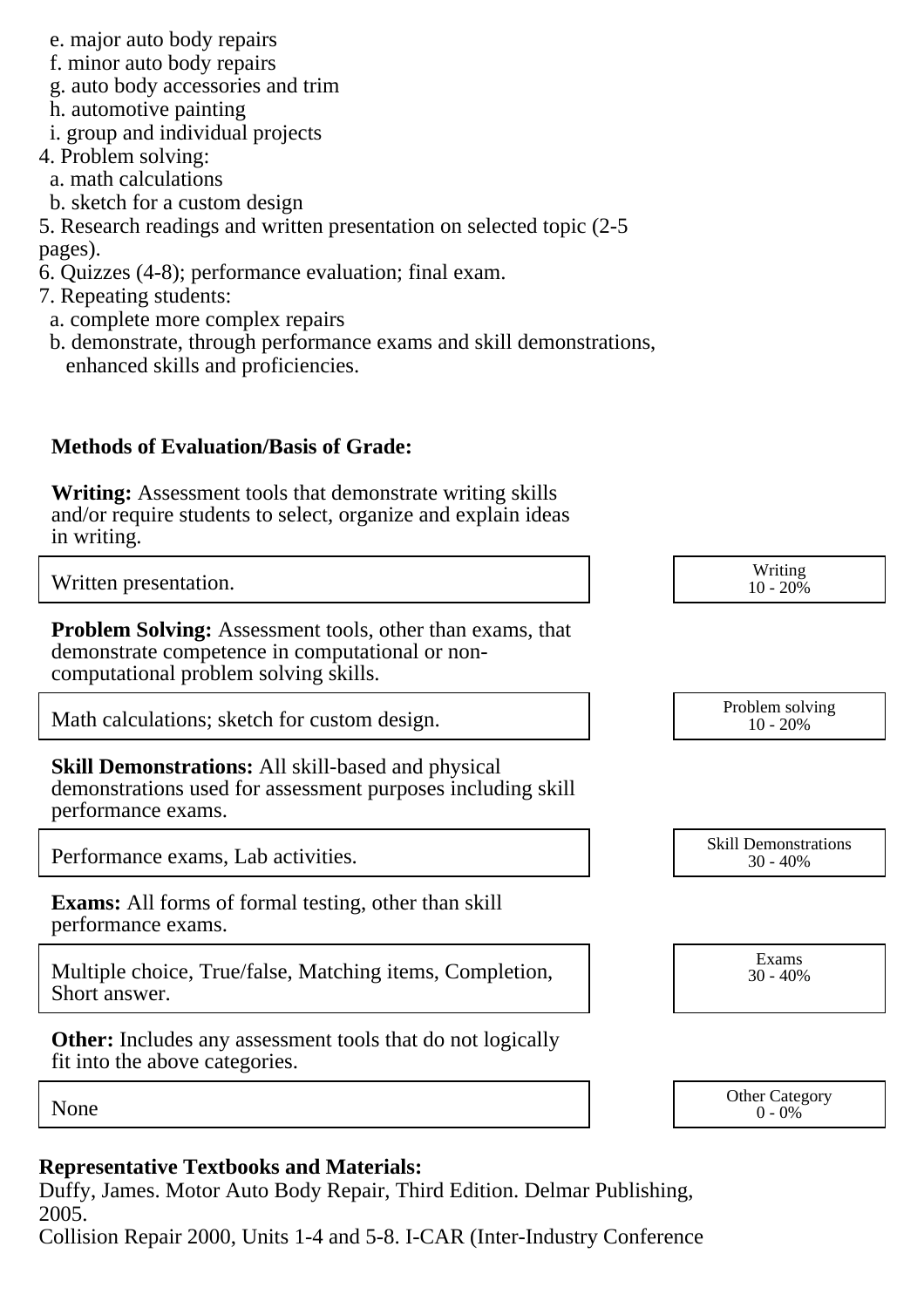e. major auto body repairs
  f. minor auto body repairs
  g. auto body accessories and trim
  h. automotive painting
  i. group and individual projects

4. Problem solving:
  a. math calculations
  b. sketch for a custom design
5. Research readings and written presentation on selected topic (2-5 pages).
6. Quizzes (4-8); performance evaluation; final exam.
7. Repeating students:
  a. complete more complex repairs
  b. demonstrate, through performance exams and skill demonstrations, enhanced skills and proficiencies.

**Methods of Evaluation/Basis of Grade:**

**Writing:** Assessment tools that demonstrate writing skills and/or require students to select, organize and explain ideas in writing.

| Written presentation. | Writing 10 - 20% |
|---|---|

**Problem Solving:** Assessment tools, other than exams, that demonstrate competence in computational or non-computational problem solving skills.

| Math calculations; sketch for custom design. | Problem solving 10 - 20% |
|---|---|

**Skill Demonstrations:** All skill-based and physical demonstrations used for assessment purposes including skill performance exams.

| Performance exams, Lab activities. | Skill Demonstrations 30 - 40% |
|---|---|

**Exams:** All forms of formal testing, other than skill performance exams.

| Multiple choice, True/false, Matching items, Completion, Short answer. | Exams 30 - 40% |
|---|---|

**Other:** Includes any assessment tools that do not logically fit into the above categories.

| None | Other Category 0 - 0% |
|---|---|

**Representative Textbooks and Materials:**

Duffy, James. Motor Auto Body Repair, Third Edition. Delmar Publishing, 2005.
Collision Repair 2000, Units 1-4 and 5-8. I-CAR (Inter-Industry Conference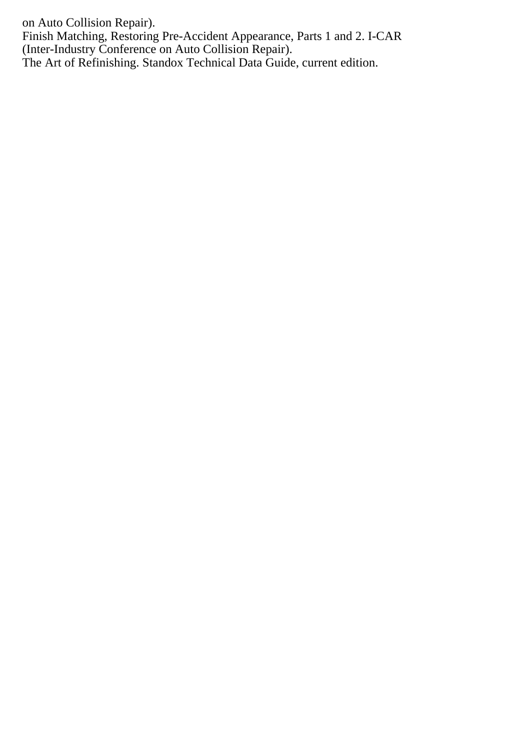on Auto Collision Repair).
Finish Matching, Restoring Pre-Accident Appearance, Parts 1 and 2. I-CAR (Inter-Industry Conference on Auto Collision Repair).
The Art of Refinishing. Standox Technical Data Guide, current edition.